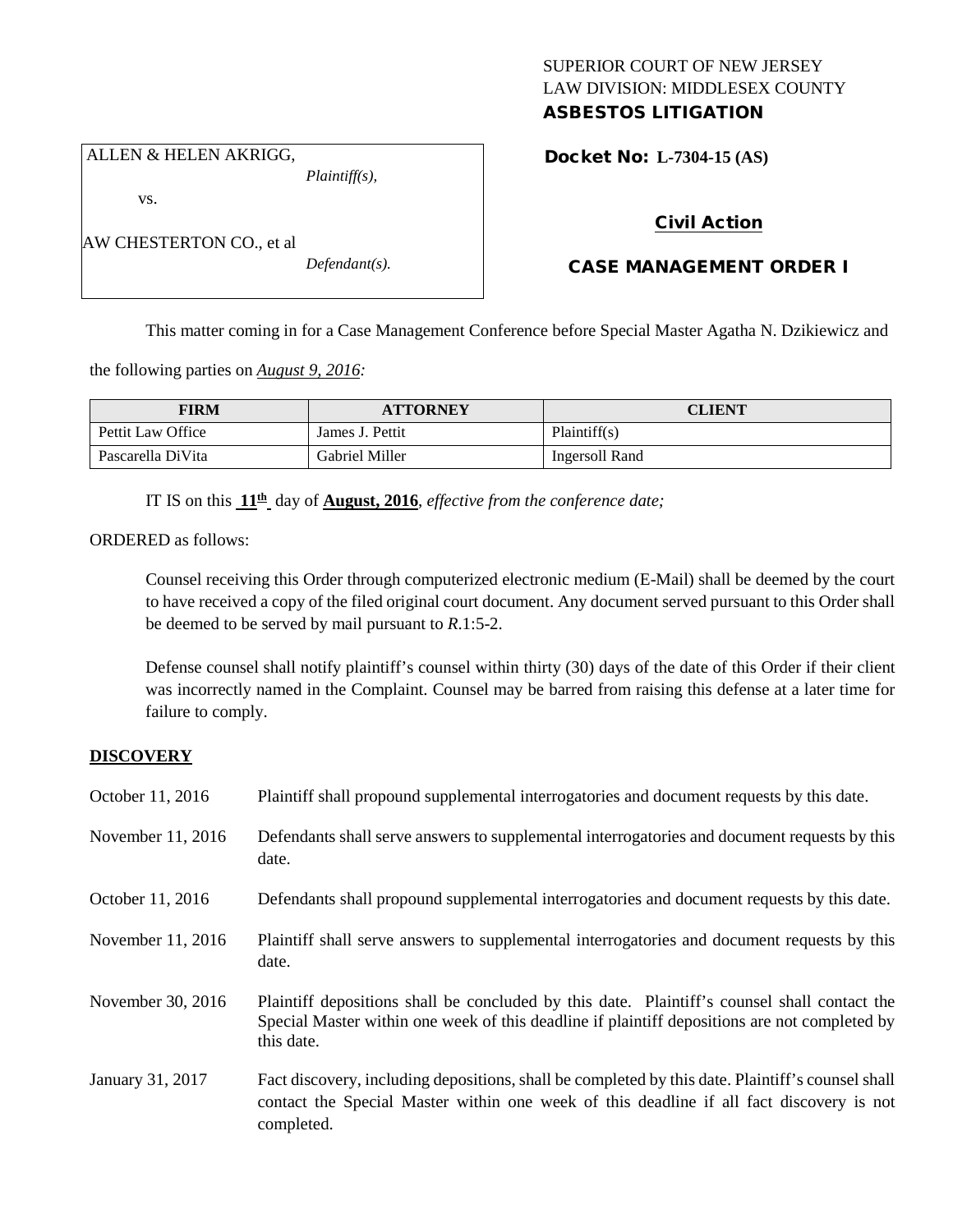SUPERIOR COURT OF NEW JERSEY
LAW DIVISION: MIDDLESEX COUNTY
**ASBESTOS LITIGATION**

ALLEN & HELEN AKRIGG,
*Plaintiff(s),*

vs.

AW CHESTERTON CO., et al
*Defendant(s).*

**Docket No: L-7304-15 (AS)**

**Civil Action**

**CASE MANAGEMENT ORDER I**

This matter coming in for a Case Management Conference before Special Master Agatha N. Dzikiewicz and the following parties on *August 9, 2016:*

| FIRM | ATTORNEY | CLIENT |
|---|---|---|
| Pettit Law Office | James J. Pettit | Plaintiff(s) |
| Pascarella DiVita | Gabriel Miller | Ingersoll Rand |

IT IS on this **11th** day of **August, 2016**, *effective from the conference date;*

ORDERED as follows:

Counsel receiving this Order through computerized electronic medium (E-Mail) shall be deemed by the court to have received a copy of the filed original court document. Any document served pursuant to this Order shall be deemed to be served by mail pursuant to *R*.1:5-2.

Defense counsel shall notify plaintiff's counsel within thirty (30) days of the date of this Order if their client was incorrectly named in the Complaint. Counsel may be barred from raising this defense at a later time for failure to comply.

**DISCOVERY**

October 11, 2016 — Plaintiff shall propound supplemental interrogatories and document requests by this date.

November 11, 2016 — Defendants shall serve answers to supplemental interrogatories and document requests by this date.

October 11, 2016 — Defendants shall propound supplemental interrogatories and document requests by this date.

November 11, 2016 — Plaintiff shall serve answers to supplemental interrogatories and document requests by this date.

November 30, 2016 — Plaintiff depositions shall be concluded by this date. Plaintiff's counsel shall contact the Special Master within one week of this deadline if plaintiff depositions are not completed by this date.

January 31, 2017 — Fact discovery, including depositions, shall be completed by this date. Plaintiff's counsel shall contact the Special Master within one week of this deadline if all fact discovery is not completed.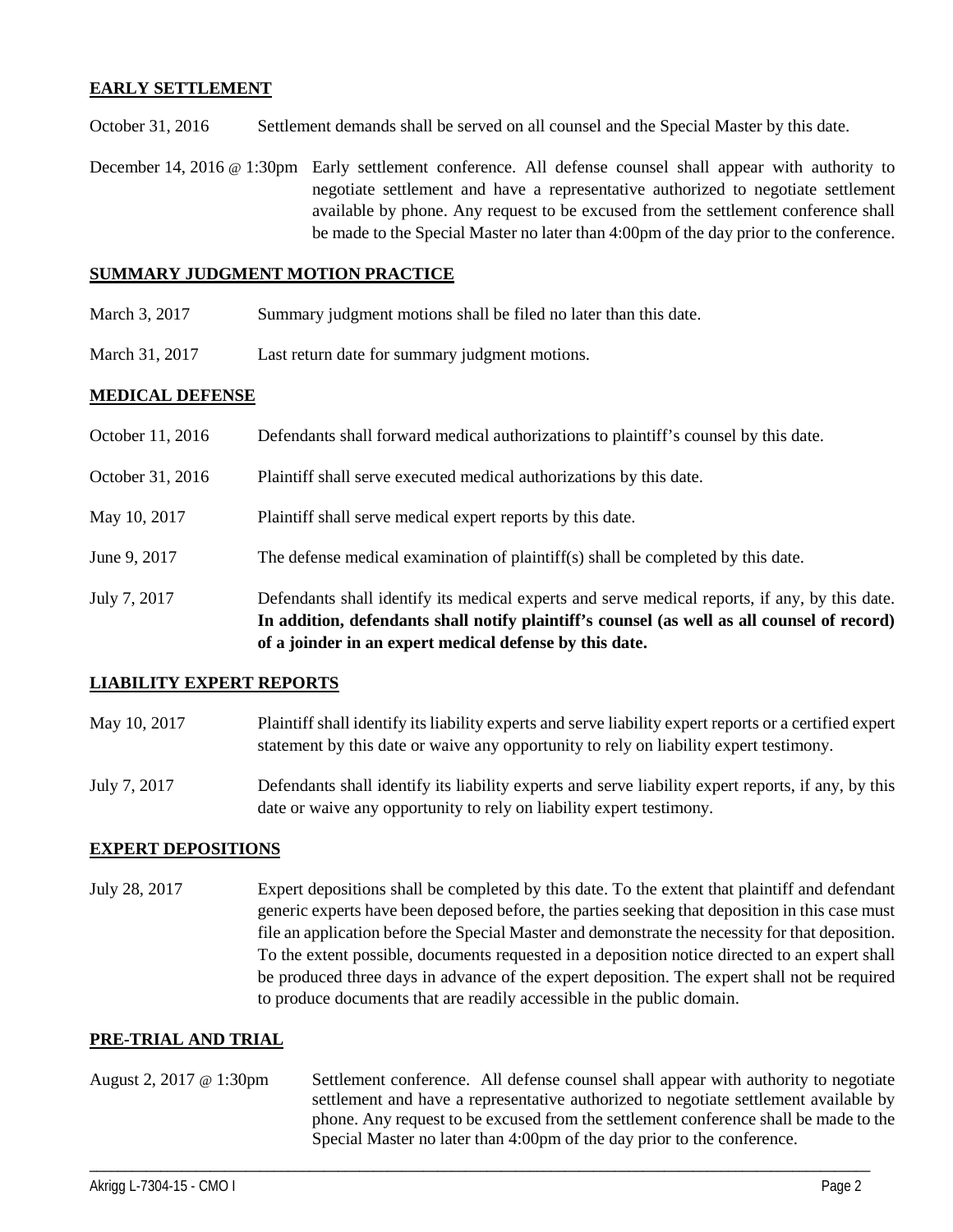## EARLY SETTLEMENT

| | |
|---|---|
| October 31, 2016 | Settlement demands shall be served on all counsel and the Special Master by this date. |
| December 14, 2016 @ 1:30pm | Early settlement conference. All defense counsel shall appear with authority to negotiate settlement and have a representative authorized to negotiate settlement available by phone. Any request to be excused from the settlement conference shall be made to the Special Master no later than 4:00pm of the day prior to the conference. |

## SUMMARY JUDGMENT MOTION PRACTICE

| | |
|---|---|
| March 3, 2017 | Summary judgment motions shall be filed no later than this date. |
| March 31, 2017 | Last return date for summary judgment motions. |

## MEDICAL DEFENSE

| | |
|---|---|
| October 11, 2016 | Defendants shall forward medical authorizations to plaintiff's counsel by this date. |
| October 31, 2016 | Plaintiff shall serve executed medical authorizations by this date. |
| May 10, 2017 | Plaintiff shall serve medical expert reports by this date. |
| June 9, 2017 | The defense medical examination of plaintiff(s) shall be completed by this date. |
| July 7, 2017 | Defendants shall identify its medical experts and serve medical reports, if any, by this date. **In addition, defendants shall notify plaintiff's counsel (as well as all counsel of record) of a joinder in an expert medical defense by this date.** |

## LIABILITY EXPERT REPORTS

| | |
|---|---|
| May 10, 2017 | Plaintiff shall identify its liability experts and serve liability expert reports or a certified expert statement by this date or waive any opportunity to rely on liability expert testimony. |
| July 7, 2017 | Defendants shall identify its liability experts and serve liability expert reports, if any, by this date or waive any opportunity to rely on liability expert testimony. |

## EXPERT DEPOSITIONS

| | |
|---|---|
| July 28, 2017 | Expert depositions shall be completed by this date. To the extent that plaintiff and defendant generic experts have been deposed before, the parties seeking that deposition in this case must file an application before the Special Master and demonstrate the necessity for that deposition. To the extent possible, documents requested in a deposition notice directed to an expert shall be produced three days in advance of the expert deposition. The expert shall not be required to produce documents that are readily accessible in the public domain. |

## PRE-TRIAL AND TRIAL

| | |
|---|---|
| August 2, 2017 @ 1:30pm | Settlement conference. All defense counsel shall appear with authority to negotiate settlement and have a representative authorized to negotiate settlement available by phone. Any request to be excused from the settlement conference shall be made to the Special Master no later than 4:00pm of the day prior to the conference. |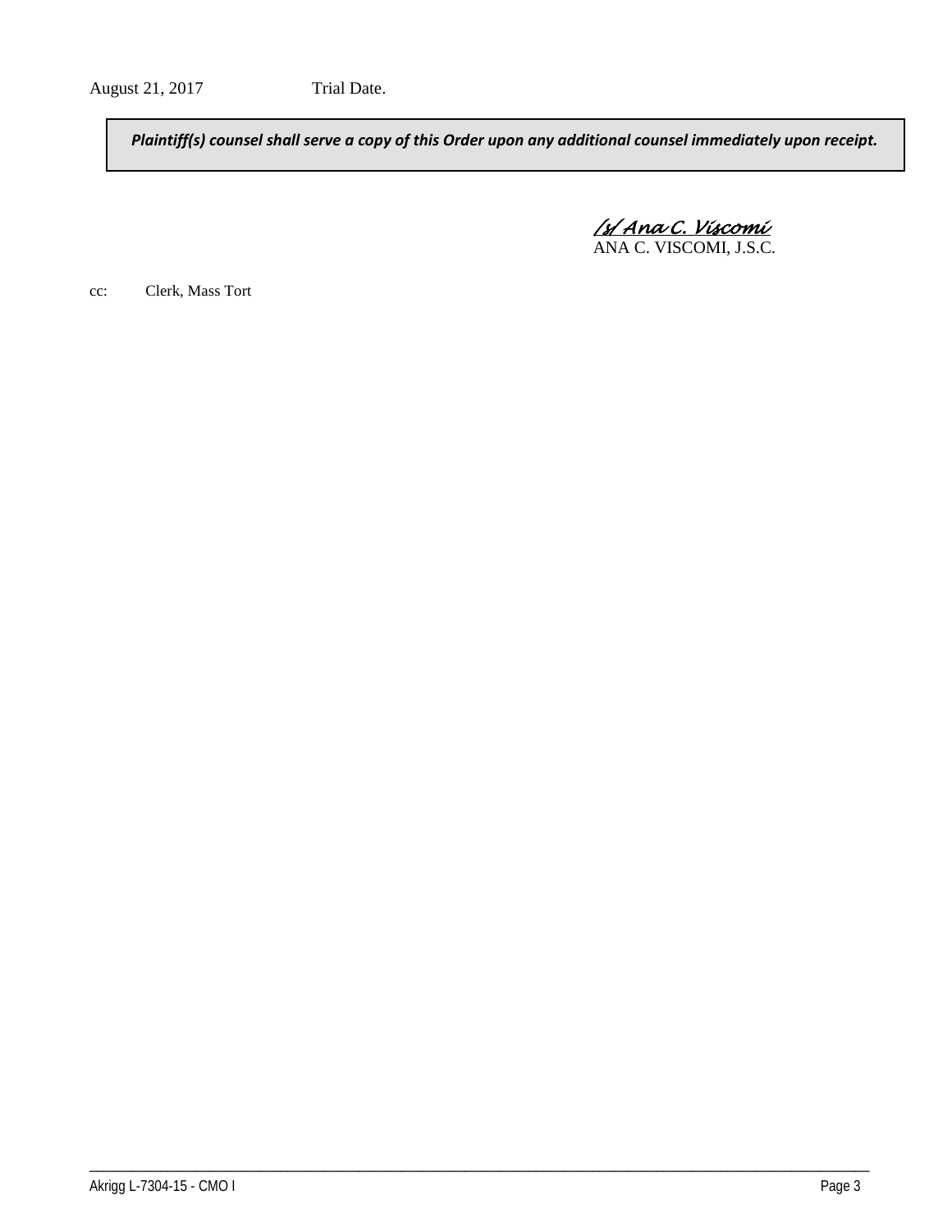| | |
|---|---|
| August 21, 2017 | Trial Date. |

***Plaintiff(s) counsel shall serve a copy of this Order upon any additional counsel immediately upon receipt.***

*/s/ Ana C. Viscomi*
ANA C. VISCOMI, J.S.C.

cc: Clerk, Mass Tort